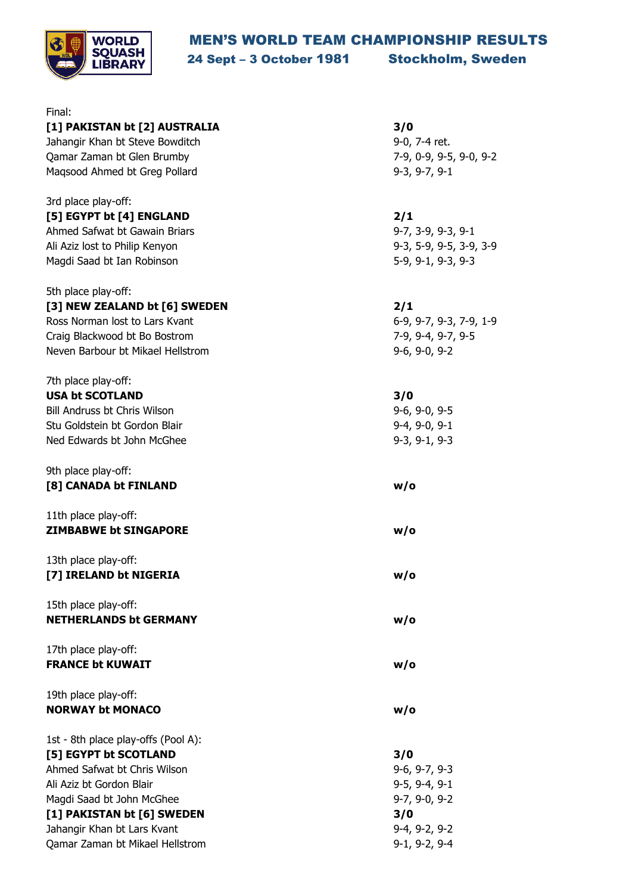# MEN'S WORLD TEAM CHAMPIONSHIP RESULTS

## 24 Sept – 3 October 1981 Stockholm, Sweden

Final:

| | |
|---|---|
| **[1] PAKISTAN bt [2] AUSTRALIA** | **3/0** |
| Jahangir Khan bt Steve Bowditch | 9-0, 7-4 ret. |
| Qamar Zaman bt Glen Brumby | 7-9, 0-9, 9-5, 9-0, 9-2 |
| Maqsood Ahmed bt Greg Pollard | 9-3, 9-7, 9-1 |

3rd place play-off:

| | |
|---|---|
| **[5] EGYPT bt [4] ENGLAND** | **2/1** |
| Ahmed Safwat bt Gawain Briars | 9-7, 3-9, 9-3, 9-1 |
| Ali Aziz lost to Philip Kenyon | 9-3, 5-9, 9-5, 3-9, 3-9 |
| Magdi Saad bt Ian Robinson | 5-9, 9-1, 9-3, 9-3 |

5th place play-off:

| | |
|---|---|
| **[3] NEW ZEALAND bt [6] SWEDEN** | **2/1** |
| Ross Norman lost to Lars Kvant | 6-9, 9-7, 9-3, 7-9, 1-9 |
| Craig Blackwood bt Bo Bostrom | 7-9, 9-4, 9-7, 9-5 |
| Neven Barbour bt Mikael Hellstrom | 9-6, 9-0, 9-2 |

7th place play-off:

| | |
|---|---|
| **USA bt SCOTLAND** | **3/0** |
| Bill Andruss bt Chris Wilson | 9-6, 9-0, 9-5 |
| Stu Goldstein bt Gordon Blair | 9-4, 9-0, 9-1 |
| Ned Edwards bt John McGhee | 9-3, 9-1, 9-3 |

9th place play-off:

| | |
|---|---|
| **[8] CANADA bt FINLAND** | **w/o** |

11th place play-off:

| | |
|---|---|
| **ZIMBABWE bt SINGAPORE** | **w/o** |

13th place play-off:

| | |
|---|---|
| **[7] IRELAND bt NIGERIA** | **w/o** |

15th place play-off:

| | |
|---|---|
| **NETHERLANDS bt GERMANY** | **w/o** |

17th place play-off:

| | |
|---|---|
| **FRANCE bt KUWAIT** | **w/o** |

19th place play-off:

| | |
|---|---|
| **NORWAY bt MONACO** | **w/o** |

1st - 8th place play-offs (Pool A):

| | |
|---|---|
| **[5] EGYPT bt SCOTLAND** | **3/0** |
| Ahmed Safwat bt Chris Wilson | 9-6, 9-7, 9-3 |
| Ali Aziz bt Gordon Blair | 9-5, 9-4, 9-1 |
| Magdi Saad bt John McGhee | 9-7, 9-0, 9-2 |
| **[1] PAKISTAN bt [6] SWEDEN** | **3/0** |
| Jahangir Khan bt Lars Kvant | 9-4, 9-2, 9-2 |
| Qamar Zaman bt Mikael Hellstrom | 9-1, 9-2, 9-4 |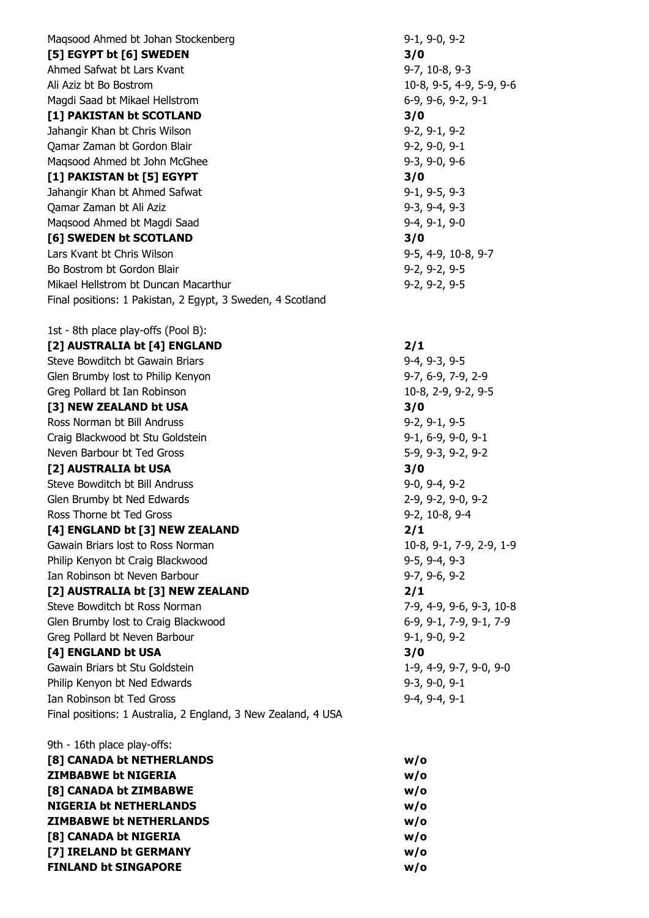Maqsood Ahmed bt Johan Stockenberg 9-1, 9-0, 9-2

**[5] EGYPT bt [6] SWEDEN 3/0**

Ahmed Safwat bt Lars Kvant 9-7, 10-8, 9-3

Ali Aziz bt Bo Bostrom 10-8, 9-5, 4-9, 5-9, 9-6

Magdi Saad bt Mikael Hellstrom 6-9, 9-6, 9-2, 9-1

**[1] PAKISTAN bt SCOTLAND 3/0**

Jahangir Khan bt Chris Wilson 9-2, 9-1, 9-2

Qamar Zaman bt Gordon Blair 9-2, 9-0, 9-1

Maqsood Ahmed bt John McGhee 9-3, 9-0, 9-6

**[1] PAKISTAN bt [5] EGYPT 3/0**

Jahangir Khan bt Ahmed Safwat 9-1, 9-5, 9-3

Qamar Zaman bt Ali Aziz 9-3, 9-4, 9-3

Maqsood Ahmed bt Magdi Saad 9-4, 9-1, 9-0

**[6] SWEDEN bt SCOTLAND 3/0**

Lars Kvant bt Chris Wilson 9-5, 4-9, 10-8, 9-7

Bo Bostrom bt Gordon Blair 9-2, 9-2, 9-5

Mikael Hellstrom bt Duncan Macarthur 9-2, 9-2, 9-5

Final positions: 1 Pakistan, 2 Egypt, 3 Sweden, 4 Scotland

1st - 8th place play-offs (Pool B):

**[2] AUSTRALIA bt [4] ENGLAND 2/1**

Steve Bowditch bt Gawain Briars 9-4, 9-3, 9-5

Glen Brumby lost to Philip Kenyon 9-7, 6-9, 7-9, 2-9

Greg Pollard bt Ian Robinson 10-8, 2-9, 9-2, 9-5

**[3] NEW ZEALAND bt USA 3/0**

Ross Norman bt Bill Andruss 9-2, 9-1, 9-5

Craig Blackwood bt Stu Goldstein 9-1, 6-9, 9-0, 9-1

Neven Barbour bt Ted Gross 5-9, 9-3, 9-2, 9-2

**[2] AUSTRALIA bt USA 3/0**

Steve Bowditch bt Bill Andruss 9-0, 9-4, 9-2

Glen Brumby bt Ned Edwards 2-9, 9-2, 9-0, 9-2

Ross Thorne bt Ted Gross 9-2, 10-8, 9-4

**[4] ENGLAND bt [3] NEW ZEALAND 2/1**

Gawain Briars lost to Ross Norman 10-8, 9-1, 7-9, 2-9, 1-9

Philip Kenyon bt Craig Blackwood 9-5, 9-4, 9-3

Ian Robinson bt Neven Barbour 9-7, 9-6, 9-2

**[2] AUSTRALIA bt [3] NEW ZEALAND 2/1**

Steve Bowditch bt Ross Norman 7-9, 4-9, 9-6, 9-3, 10-8

Glen Brumby lost to Craig Blackwood 6-9, 9-1, 7-9, 9-1, 7-9

Greg Pollard bt Neven Barbour 9-1, 9-0, 9-2

**[4] ENGLAND bt USA 3/0**

Gawain Briars bt Stu Goldstein 1-9, 4-9, 9-7, 9-0, 9-0

Philip Kenyon bt Ned Edwards 9-3, 9-0, 9-1

Ian Robinson bt Ted Gross 9-4, 9-4, 9-1

Final positions: 1 Australia, 2 England, 3 New Zealand, 4 USA

9th - 16th place play-offs:

**[8] CANADA bt NETHERLANDS w/o**

**ZIMBABWE bt NIGERIA w/o**

**[8] CANADA bt ZIMBABWE w/o**

**NIGERIA bt NETHERLANDS w/o**

**ZIMBABWE bt NETHERLANDS w/o**

**[8] CANADA bt NIGERIA w/o**

**[7] IRELAND bt GERMANY w/o**

**FINLAND bt SINGAPORE w/o**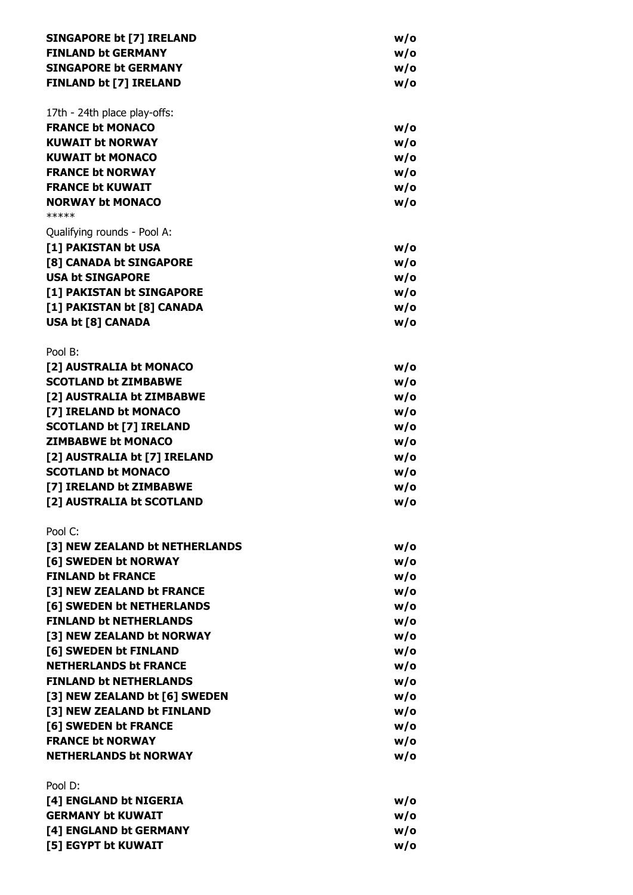**SINGAPORE bt [7] IRELAND** **w/o**
**FINLAND bt GERMANY** **w/o**
**SINGAPORE bt GERMANY** **w/o**
**FINLAND bt [7] IRELAND** **w/o**

17th - 24th place play-offs:

**FRANCE bt MONACO** **w/o**
**KUWAIT bt NORWAY** **w/o**
**KUWAIT bt MONACO** **w/o**
**FRANCE bt NORWAY** **w/o**
**FRANCE bt KUWAIT** **w/o**
**NORWAY bt MONACO** **w/o**

*****

Qualifying rounds - Pool A:

**[1] PAKISTAN bt USA** **w/o**
**[8] CANADA bt SINGAPORE** **w/o**
**USA bt SINGAPORE** **w/o**
**[1] PAKISTAN bt SINGAPORE** **w/o**
**[1] PAKISTAN bt [8] CANADA** **w/o**
**USA bt [8] CANADA** **w/o**

Pool B:

**[2] AUSTRALIA bt MONACO** **w/o**
**SCOTLAND bt ZIMBABWE** **w/o**
**[2] AUSTRALIA bt ZIMBABWE** **w/o**
**[7] IRELAND bt MONACO** **w/o**
**SCOTLAND bt [7] IRELAND** **w/o**
**ZIMBABWE bt MONACO** **w/o**
**[2] AUSTRALIA bt [7] IRELAND** **w/o**
**SCOTLAND bt MONACO** **w/o**
**[7] IRELAND bt ZIMBABWE** **w/o**
**[2] AUSTRALIA bt SCOTLAND** **w/o**

Pool C:

**[3] NEW ZEALAND bt NETHERLANDS** **w/o**
**[6] SWEDEN bt NORWAY** **w/o**
**FINLAND bt FRANCE** **w/o**
**[3] NEW ZEALAND bt FRANCE** **w/o**
**[6] SWEDEN bt NETHERLANDS** **w/o**
**FINLAND bt NETHERLANDS** **w/o**
**[3] NEW ZEALAND bt NORWAY** **w/o**
**[6] SWEDEN bt FINLAND** **w/o**
**NETHERLANDS bt FRANCE** **w/o**
**FINLAND bt NETHERLANDS** **w/o**
**[3] NEW ZEALAND bt [6] SWEDEN** **w/o**
**[3] NEW ZEALAND bt FINLAND** **w/o**
**[6] SWEDEN bt FRANCE** **w/o**
**FRANCE bt NORWAY** **w/o**
**NETHERLANDS bt NORWAY** **w/o**

Pool D:

**[4] ENGLAND bt NIGERIA** **w/o**
**GERMANY bt KUWAIT** **w/o**
**[4] ENGLAND bt GERMANY** **w/o**
**[5] EGYPT bt KUWAIT** **w/o**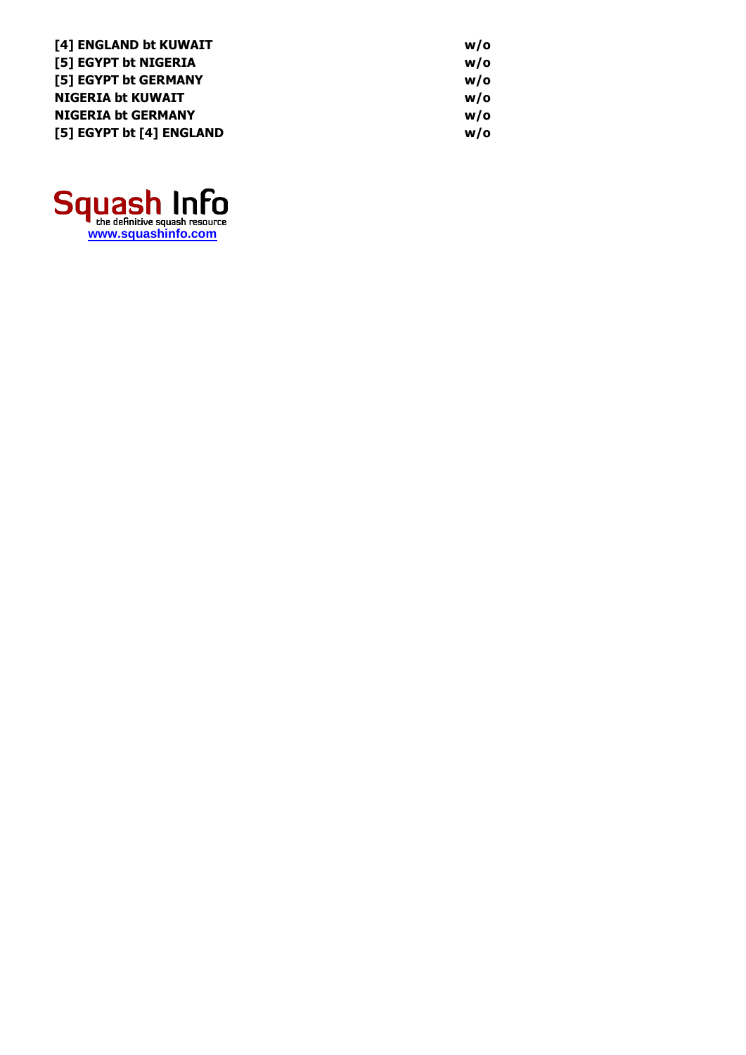| | |
|---|---|
| **[4] ENGLAND bt KUWAIT** | **w/o** |
| **[5] EGYPT bt NIGERIA** | **w/o** |
| **[5] EGYPT bt GERMANY** | **w/o** |
| **NIGERIA bt KUWAIT** | **w/o** |
| **NIGERIA bt GERMANY** | **w/o** |
| **[5] EGYPT bt [4] ENGLAND** | **w/o** |

Squash Info
the definitive squash resource
www.squashinfo.com